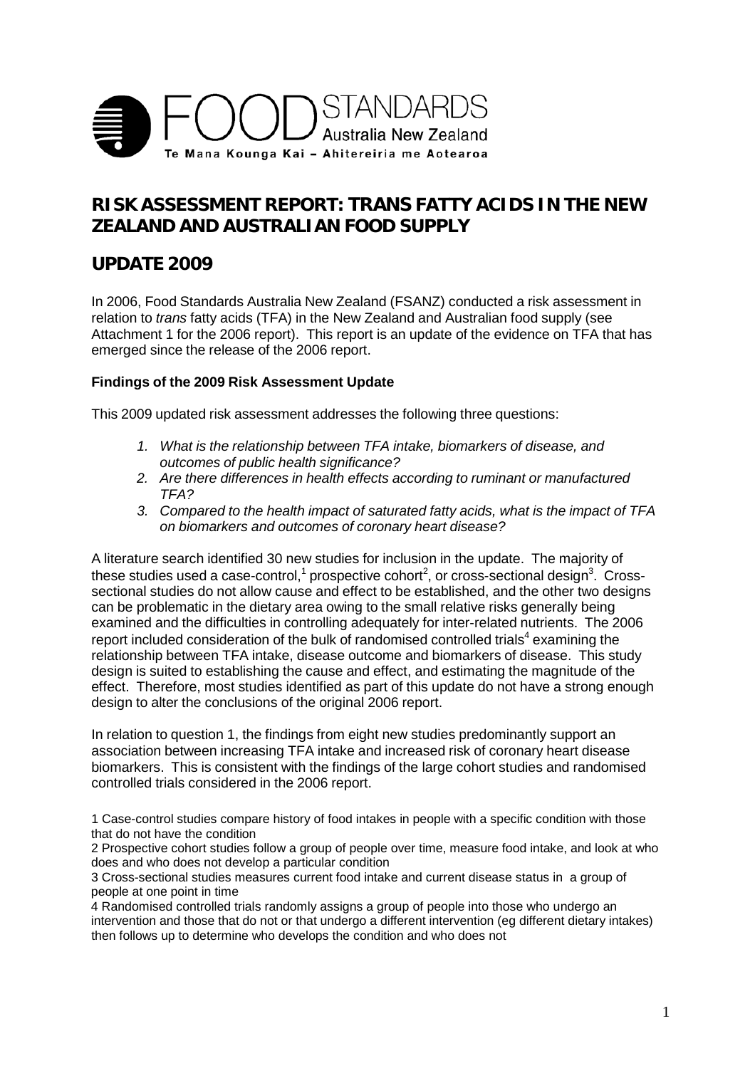FOOD STANDARDS Australia New Zealand
Te Mana Kounga Kai – Ahitereiria me Aotearoa

# RISK ASSESSMENT REPORT: TRANS FATTY ACIDS IN THE NEW ZEALAND AND AUSTRALIAN FOOD SUPPLY

# UPDATE 2009

In 2006, Food Standards Australia New Zealand (FSANZ) conducted a risk assessment in relation to *trans* fatty acids (TFA) in the New Zealand and Australian food supply (see Attachment 1 for the 2006 report). This report is an update of the evidence on TFA that has emerged since the release of the 2006 report.

**Findings of the 2009 Risk Assessment Update**

This 2009 updated risk assessment addresses the following three questions:

1. *What is the relationship between TFA intake, biomarkers of disease, and outcomes of public health significance?*
2. *Are there differences in health effects according to ruminant or manufactured TFA?*
3. *Compared to the health impact of saturated fatty acids, what is the impact of TFA on biomarkers and outcomes of coronary heart disease?*

A literature search identified 30 new studies for inclusion in the update. The majority of these studies used a case-control,[1] prospective cohort[2], or cross-sectional design[3]. Cross-sectional studies do not allow cause and effect to be established, and the other two designs can be problematic in the dietary area owing to the small relative risks generally being examined and the difficulties in controlling adequately for inter-related nutrients. The 2006 report included consideration of the bulk of randomised controlled trials[4] examining the relationship between TFA intake, disease outcome and biomarkers of disease. This study design is suited to establishing the cause and effect, and estimating the magnitude of the effect. Therefore, most studies identified as part of this update do not have a strong enough design to alter the conclusions of the original 2006 report.

In relation to question 1, the findings from eight new studies predominantly support an association between increasing TFA intake and increased risk of coronary heart disease biomarkers. This is consistent with the findings of the large cohort studies and randomised controlled trials considered in the 2006 report.

1 Case-control studies compare history of food intakes in people with a specific condition with those that do not have the condition

2 Prospective cohort studies follow a group of people over time, measure food intake, and look at who does and who does not develop a particular condition

3 Cross-sectional studies measures current food intake and current disease status in a group of people at one point in time

4 Randomised controlled trials randomly assigns a group of people into those who undergo an intervention and those that do not or that undergo a different intervention (eg different dietary intakes) then follows up to determine who develops the condition and who does not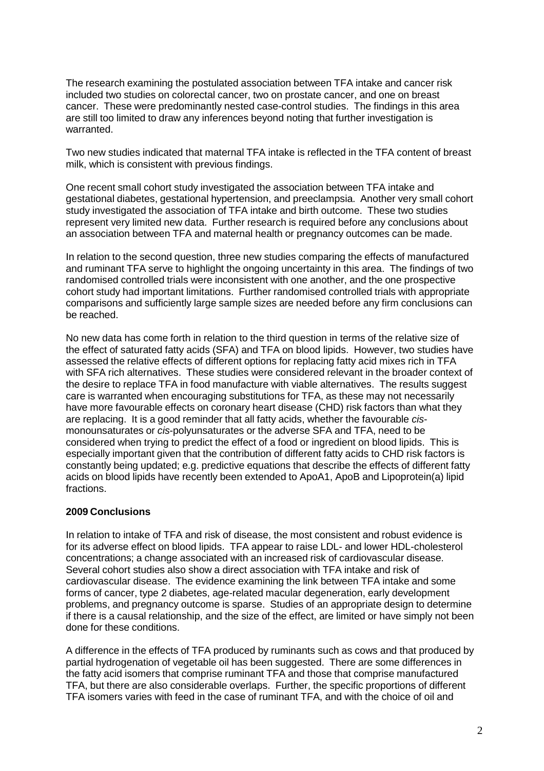The research examining the postulated association between TFA intake and cancer risk included two studies on colorectal cancer, two on prostate cancer, and one on breast cancer. These were predominantly nested case-control studies. The findings in this area are still too limited to draw any inferences beyond noting that further investigation is warranted.

Two new studies indicated that maternal TFA intake is reflected in the TFA content of breast milk, which is consistent with previous findings.

One recent small cohort study investigated the association between TFA intake and gestational diabetes, gestational hypertension, and preeclampsia. Another very small cohort study investigated the association of TFA intake and birth outcome. These two studies represent very limited new data. Further research is required before any conclusions about an association between TFA and maternal health or pregnancy outcomes can be made.

In relation to the second question, three new studies comparing the effects of manufactured and ruminant TFA serve to highlight the ongoing uncertainty in this area. The findings of two randomised controlled trials were inconsistent with one another, and the one prospective cohort study had important limitations. Further randomised controlled trials with appropriate comparisons and sufficiently large sample sizes are needed before any firm conclusions can be reached.

No new data has come forth in relation to the third question in terms of the relative size of the effect of saturated fatty acids (SFA) and TFA on blood lipids. However, two studies have assessed the relative effects of different options for replacing fatty acid mixes rich in TFA with SFA rich alternatives. These studies were considered relevant in the broader context of the desire to replace TFA in food manufacture with viable alternatives. The results suggest care is warranted when encouraging substitutions for TFA, as these may not necessarily have more favourable effects on coronary heart disease (CHD) risk factors than what they are replacing. It is a good reminder that all fatty acids, whether the favourable *cis*-monounsaturates or *cis*-polyunsaturates or the adverse SFA and TFA, need to be considered when trying to predict the effect of a food or ingredient on blood lipids. This is especially important given that the contribution of different fatty acids to CHD risk factors is constantly being updated; e.g. predictive equations that describe the effects of different fatty acids on blood lipids have recently been extended to ApoA1, ApoB and Lipoprotein(a) lipid fractions.

**2009 Conclusions**

In relation to intake of TFA and risk of disease, the most consistent and robust evidence is for its adverse effect on blood lipids. TFA appear to raise LDL- and lower HDL-cholesterol concentrations; a change associated with an increased risk of cardiovascular disease. Several cohort studies also show a direct association with TFA intake and risk of cardiovascular disease. The evidence examining the link between TFA intake and some forms of cancer, type 2 diabetes, age-related macular degeneration, early development problems, and pregnancy outcome is sparse. Studies of an appropriate design to determine if there is a causal relationship, and the size of the effect, are limited or have simply not been done for these conditions.

A difference in the effects of TFA produced by ruminants such as cows and that produced by partial hydrogenation of vegetable oil has been suggested. There are some differences in the fatty acid isomers that comprise ruminant TFA and those that comprise manufactured TFA, but there are also considerable overlaps. Further, the specific proportions of different TFA isomers varies with feed in the case of ruminant TFA, and with the choice of oil and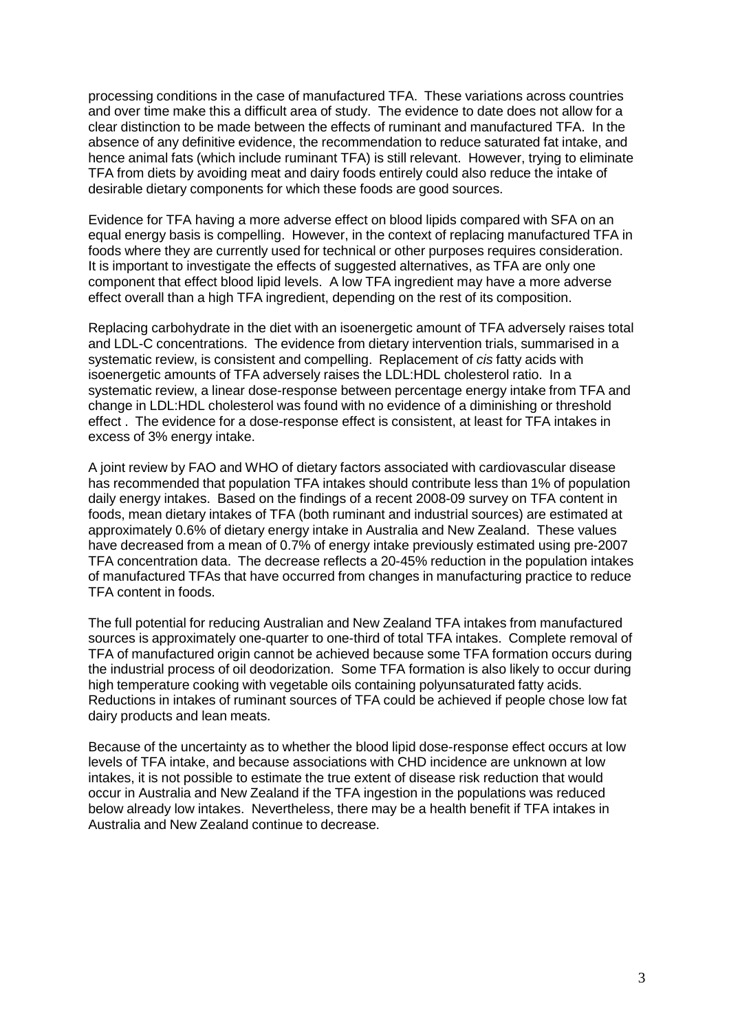processing conditions in the case of manufactured TFA. These variations across countries and over time make this a difficult area of study. The evidence to date does not allow for a clear distinction to be made between the effects of ruminant and manufactured TFA. In the absence of any definitive evidence, the recommendation to reduce saturated fat intake, and hence animal fats (which include ruminant TFA) is still relevant. However, trying to eliminate TFA from diets by avoiding meat and dairy foods entirely could also reduce the intake of desirable dietary components for which these foods are good sources.

Evidence for TFA having a more adverse effect on blood lipids compared with SFA on an equal energy basis is compelling. However, in the context of replacing manufactured TFA in foods where they are currently used for technical or other purposes requires consideration. It is important to investigate the effects of suggested alternatives, as TFA are only one component that effect blood lipid levels. A low TFA ingredient may have a more adverse effect overall than a high TFA ingredient, depending on the rest of its composition.

Replacing carbohydrate in the diet with an isoenergetic amount of TFA adversely raises total and LDL-C concentrations. The evidence from dietary intervention trials, summarised in a systematic review, is consistent and compelling. Replacement of *cis* fatty acids with isoenergetic amounts of TFA adversely raises the LDL:HDL cholesterol ratio. In a systematic review, a linear dose-response between percentage energy intake from TFA and change in LDL:HDL cholesterol was found with no evidence of a diminishing or threshold effect . The evidence for a dose-response effect is consistent, at least for TFA intakes in excess of 3% energy intake.

A joint review by FAO and WHO of dietary factors associated with cardiovascular disease has recommended that population TFA intakes should contribute less than 1% of population daily energy intakes. Based on the findings of a recent 2008-09 survey on TFA content in foods, mean dietary intakes of TFA (both ruminant and industrial sources) are estimated at approximately 0.6% of dietary energy intake in Australia and New Zealand. These values have decreased from a mean of 0.7% of energy intake previously estimated using pre-2007 TFA concentration data. The decrease reflects a 20-45% reduction in the population intakes of manufactured TFAs that have occurred from changes in manufacturing practice to reduce TFA content in foods.

The full potential for reducing Australian and New Zealand TFA intakes from manufactured sources is approximately one-quarter to one-third of total TFA intakes. Complete removal of TFA of manufactured origin cannot be achieved because some TFA formation occurs during the industrial process of oil deodorization. Some TFA formation is also likely to occur during high temperature cooking with vegetable oils containing polyunsaturated fatty acids. Reductions in intakes of ruminant sources of TFA could be achieved if people chose low fat dairy products and lean meats.

Because of the uncertainty as to whether the blood lipid dose-response effect occurs at low levels of TFA intake, and because associations with CHD incidence are unknown at low intakes, it is not possible to estimate the true extent of disease risk reduction that would occur in Australia and New Zealand if the TFA ingestion in the populations was reduced below already low intakes. Nevertheless, there may be a health benefit if TFA intakes in Australia and New Zealand continue to decrease.